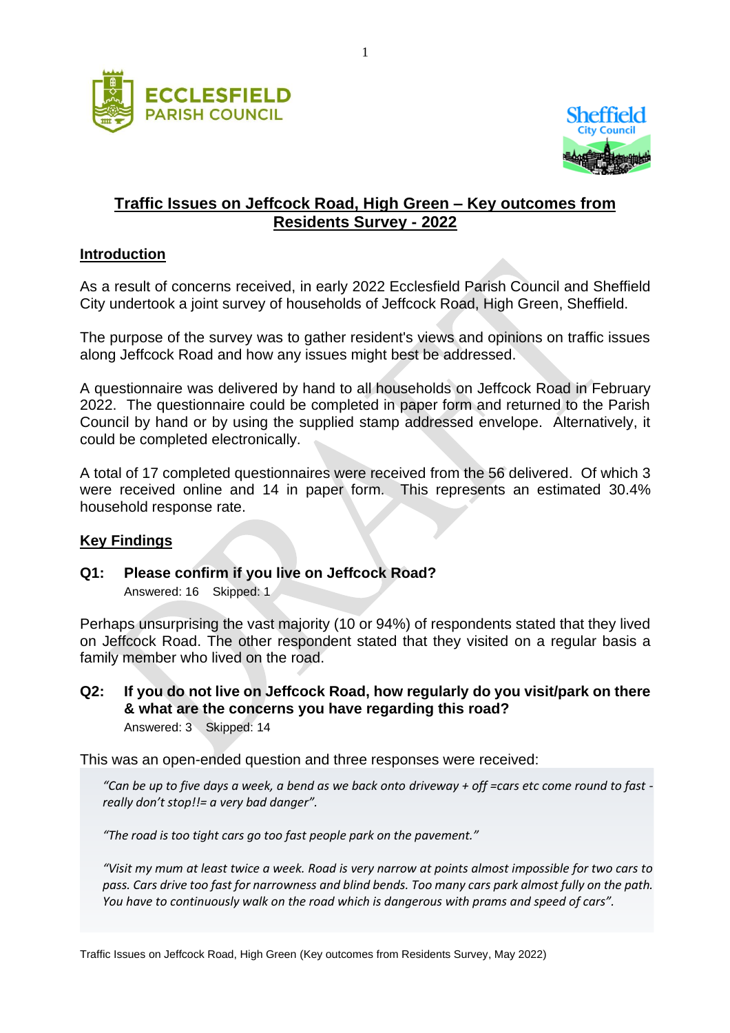## Traffic Issues on Jeffcock Road, High Green – Key outcomes from Residents Survey - 2022

### Introduction

As a result of concerns received, in early 2022 Ecclesfield Parish Council and Sheffield City undertook a joint survey of households of Jeffcock Road, High Green, Sheffield.

The purpose of the survey was to gather resident's views and opinions on traffic issues along Jeffcock Road and how any issues might best be addressed.

A questionnaire was delivered by hand to all households on Jeffcock Road in February 2022. The questionnaire could be completed in paper form and returned to the Parish Council by hand or by using the supplied stamp addressed envelope. Alternatively, it could be completed electronically.

A total of 17 completed questionnaires were received from the 56 delivered. Of which 3 were received online and 14 in paper form. This represents an estimated 30.4% household response rate.

### Key Findings

**Q1: Please confirm if you live on Jeffcock Road?**

Answered: 16 Skipped: 1

Perhaps unsurprising the vast majority (10 or 94%) of respondents stated that they lived on Jeffcock Road. The other respondent stated that they visited on a regular basis a family member who lived on the road.

**Q2: If you do not live on Jeffcock Road, how regularly do you visit/park on there & what are the concerns you have regarding this road?**

Answered: 3 Skipped: 14

This was an open-ended question and three responses were received:

> *"Can be up to five days a week, a bend as we back onto driveway + off =cars etc come round to fast - really don't stop!!= a very bad danger".*
>
> *"The road is too tight cars go too fast people park on the pavement."*
>
> *"Visit my mum at least twice a week. Road is very narrow at points almost impossible for two cars to pass. Cars drive too fast for narrowness and blind bends. Too many cars park almost fully on the path. You have to continuously walk on the road which is dangerous with prams and speed of cars".*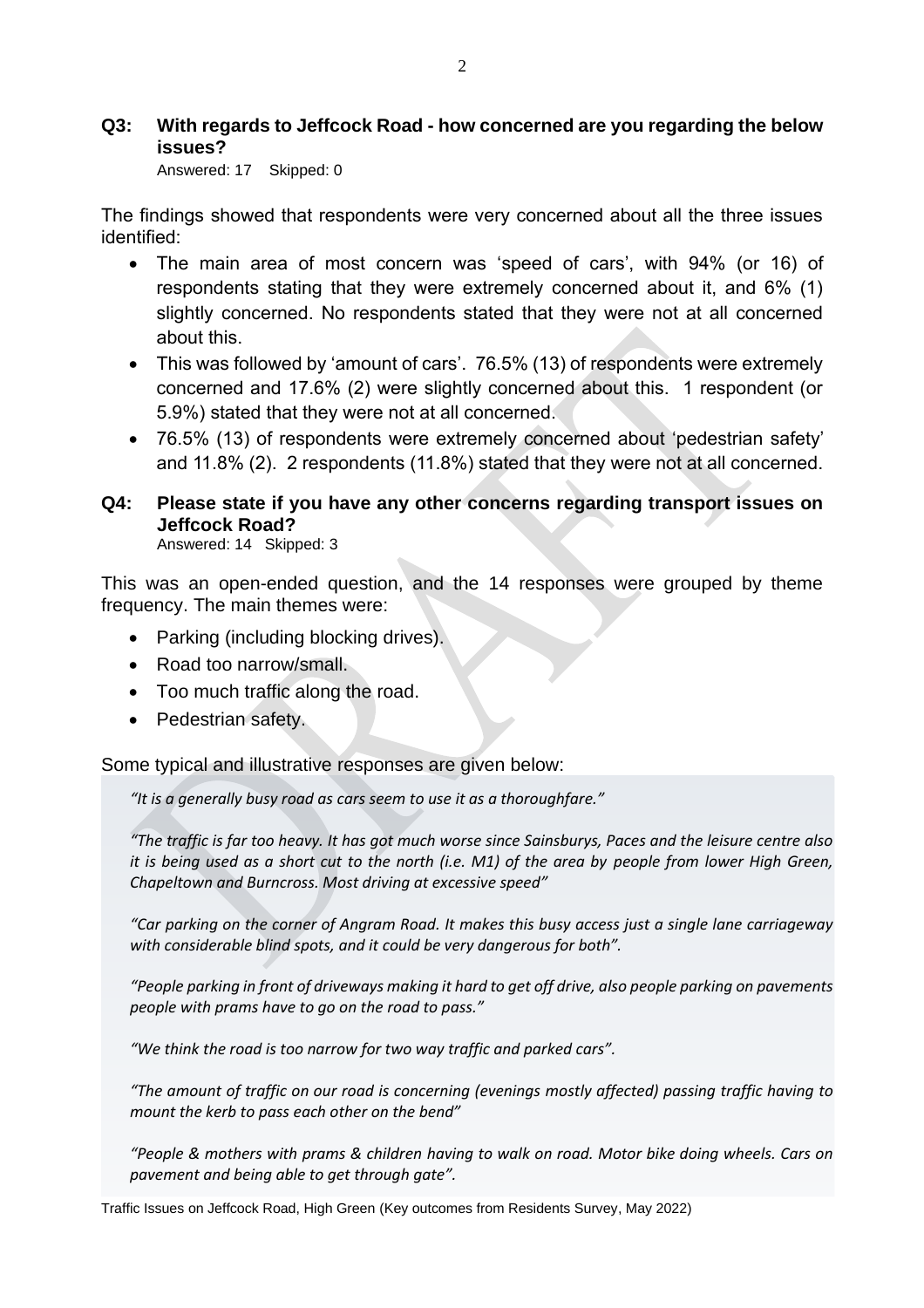**Q3: With regards to Jeffcock Road - how concerned are you regarding the below issues?**

Answered: 17 Skipped: 0

The findings showed that respondents were very concerned about all the three issues identified:

- The main area of most concern was 'speed of cars', with 94% (or 16) of respondents stating that they were extremely concerned about it, and 6% (1) slightly concerned. No respondents stated that they were not at all concerned about this.
- This was followed by 'amount of cars'. 76.5% (13) of respondents were extremely concerned and 17.6% (2) were slightly concerned about this. 1 respondent (or 5.9%) stated that they were not at all concerned.
- 76.5% (13) of respondents were extremely concerned about 'pedestrian safety' and 11.8% (2). 2 respondents (11.8%) stated that they were not at all concerned.

**Q4: Please state if you have any other concerns regarding transport issues on Jeffcock Road?**

Answered: 14 Skipped: 3

This was an open-ended question, and the 14 responses were grouped by theme frequency. The main themes were:

- Parking (including blocking drives).
- Road too narrow/small.
- Too much traffic along the road.
- Pedestrian safety.

Some typical and illustrative responses are given below:

*"It is a generally busy road as cars seem to use it as a thoroughfare."*

*"The traffic is far too heavy. It has got much worse since Sainsburys, Paces and the leisure centre also it is being used as a short cut to the north (i.e. M1) of the area by people from lower High Green, Chapeltown and Burncross. Most driving at excessive speed"*

*"Car parking on the corner of Angram Road. It makes this busy access just a single lane carriageway with considerable blind spots, and it could be very dangerous for both".*

*"People parking in front of driveways making it hard to get off drive, also people parking on pavements people with prams have to go on the road to pass."*

*"We think the road is too narrow for two way traffic and parked cars".*

*"The amount of traffic on our road is concerning (evenings mostly affected) passing traffic having to mount the kerb to pass each other on the bend"*

*"People & mothers with prams & children having to walk on road. Motor bike doing wheels. Cars on pavement and being able to get through gate".*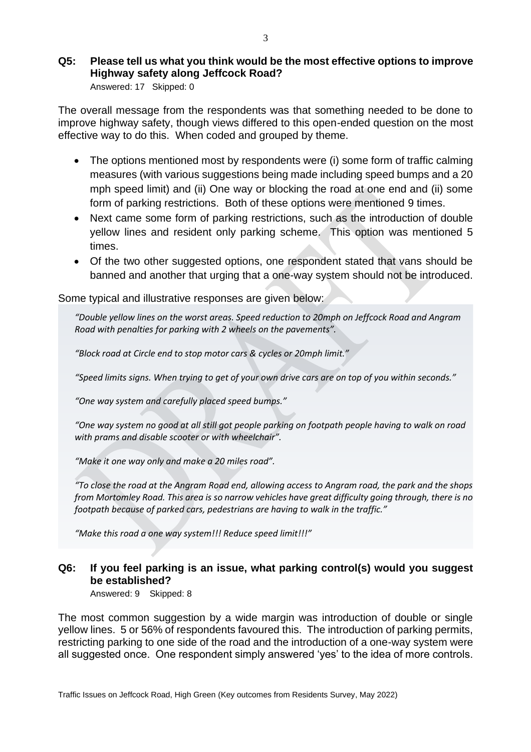## Q5: Please tell us what you think would be the most effective options to improve Highway safety along Jeffcock Road?

Answered: 17 Skipped: 0

The overall message from the respondents was that something needed to be done to improve highway safety, though views differed to this open-ended question on the most effective way to do this. When coded and grouped by theme.

- The options mentioned most by respondents were (i) some form of traffic calming measures (with various suggestions being made including speed bumps and a 20 mph speed limit) and (ii) One way or blocking the road at one end and (ii) some form of parking restrictions. Both of these options were mentioned 9 times.
- Next came some form of parking restrictions, such as the introduction of double yellow lines and resident only parking scheme. This option was mentioned 5 times.
- Of the two other suggested options, one respondent stated that vans should be banned and another that urging that a one-way system should not be introduced.

Some typical and illustrative responses are given below:

*"Double yellow lines on the worst areas. Speed reduction to 20mph on Jeffcock Road and Angram Road with penalties for parking with 2 wheels on the pavements".*

*"Block road at Circle end to stop motor cars & cycles or 20mph limit."*

*"Speed limits signs. When trying to get of your own drive cars are on top of you within seconds."*

*"One way system and carefully placed speed bumps."*

*"One way system no good at all still got people parking on footpath people having to walk on road with prams and disable scooter or with wheelchair".*

*"Make it one way only and make a 20 miles road".*

*"To close the road at the Angram Road end, allowing access to Angram road, the park and the shops from Mortomley Road. This area is so narrow vehicles have great difficulty going through, there is no footpath because of parked cars, pedestrians are having to walk in the traffic."*

*"Make this road a one way system!!! Reduce speed limit!!!"*

## Q6: If you feel parking is an issue, what parking control(s) would you suggest be established?

Answered: 9 Skipped: 8

The most common suggestion by a wide margin was introduction of double or single yellow lines. 5 or 56% of respondents favoured this. The introduction of parking permits, restricting parking to one side of the road and the introduction of a one-way system were all suggested once. One respondent simply answered 'yes' to the idea of more controls.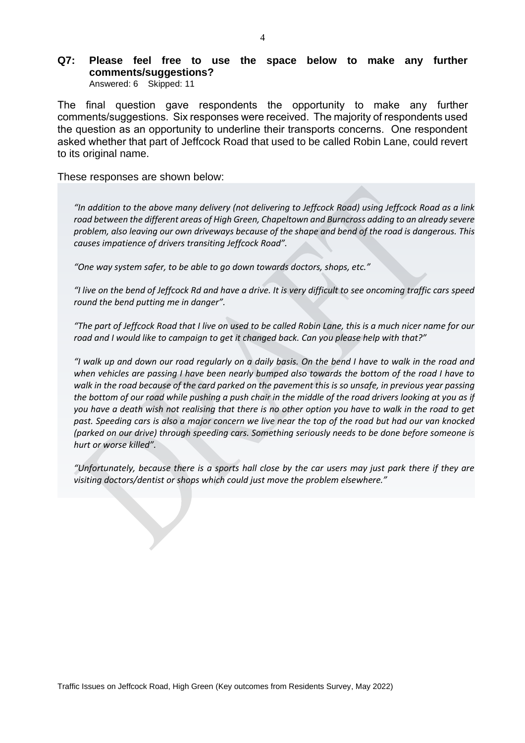### Q7: Please feel free to use the space below to make any further comments/suggestions?

Answered: 6 Skipped: 11

The final question gave respondents the opportunity to make any further comments/suggestions. Six responses were received. The majority of respondents used the question as an opportunity to underline their transports concerns. One respondent asked whether that part of Jeffcock Road that used to be called Robin Lane, could revert to its original name.

These responses are shown below:

*"In addition to the above many delivery (not delivering to Jeffcock Road) using Jeffcock Road as a link road between the different areas of High Green, Chapeltown and Burncross adding to an already severe problem, also leaving our own driveways because of the shape and bend of the road is dangerous. This causes impatience of drivers transiting Jeffcock Road".*

*"One way system safer, to be able to go down towards doctors, shops, etc."*

*"I live on the bend of Jeffcock Rd and have a drive. It is very difficult to see oncoming traffic cars speed round the bend putting me in danger".*

*"The part of Jeffcock Road that I live on used to be called Robin Lane, this is a much nicer name for our road and I would like to campaign to get it changed back. Can you please help with that?"*

*"I walk up and down our road regularly on a daily basis. On the bend I have to walk in the road and when vehicles are passing I have been nearly bumped also towards the bottom of the road I have to walk in the road because of the card parked on the pavement this is so unsafe, in previous year passing the bottom of our road while pushing a push chair in the middle of the road drivers looking at you as if you have a death wish not realising that there is no other option you have to walk in the road to get past. Speeding cars is also a major concern we live near the top of the road but had our van knocked (parked on our drive) through speeding cars. Something seriously needs to be done before someone is hurt or worse killed".*

*"Unfortunately, because there is a sports hall close by the car users may just park there if they are visiting doctors/dentist or shops which could just move the problem elsewhere."*